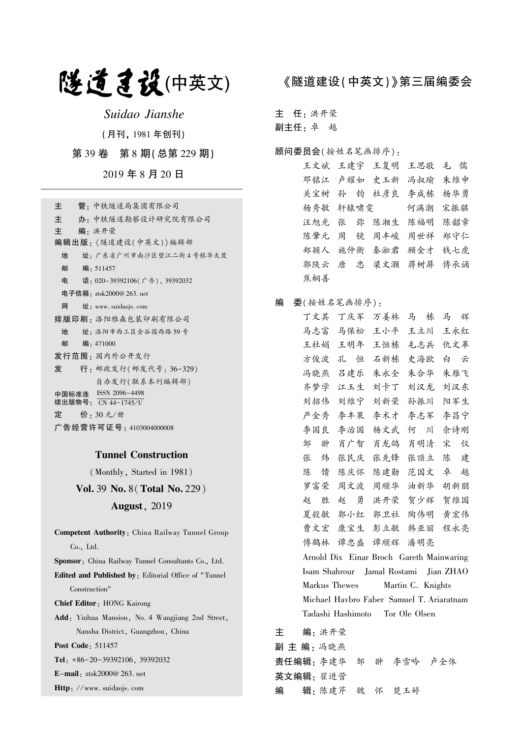# 隧道建设(中英文)

*Suidao Jianshe*

(月刊, 1981 年创刊)

第 39 卷　第 8 期(总第 229 期)

2019 年 8 月 20 日

主　　管：中铁隧道局集团有限公司
主　　办：中铁隧道勘察设计研究院有限公司
主　　编：洪开荣
编辑出版：《隧道建设(中英文)》编辑部
　地　　址：广东省广州市南沙区望江二街 4 号银华大厦
　邮　　编：511457
　电　　话：020-39392106(广告), 39392032
　电子信箱：ztsk2000@263.net
　网　　址：www.suidaojs.com
排版印刷：洛阳雅森包装印刷有限公司
　地　　址：洛阳市西工区金谷园西路 59 号
　邮　　编：471000
发行范围：国内外公开发行
发　　行：邮政发行(邮发代号：36-329)
　　　　　自办发行(联系本刊编辑部)
中国标准连续出版物号：ISSN 2096-4498 / CN 44-1745/U
定　　价：30 元/册
广告经营许可证号：4103004000008

**Tunnel Construction**

(Monthly, Started in 1981)

**Vol.** 39 **No.** 8(**Total No.** 229)

**August**, 2019

**Competent Authority**: China Railway Tunnel Group Co., Ltd.

**Sponsor**: China Railway Tunnel Consultants Co., Ltd.

**Edited and Published by**: Editorial Office of "Tunnel Construction"

**Chief Editor**: HONG Kairong

**Add**: Yinhua Mansion, No. 4 Wangjiang 2nd Street, Nansha District, Guangzhou, China

**Post Code**: 511457

**Tel**: +86-20-39392106, 39392032

**E-mail**: ztsk2000@263.net

**Http**: //www.suidaojs.com

## 《隧道建设(中英文)》第三届编委会

主　任：洪开荣
副主任：卓　越

顾问委员会(按姓名笔画排序)：

王文斌　王建宇　王复明　王思敬　毛　儒
邓铭江　卢耀如　史玉新　冯叔瑜　朱维申
关宝树　孙　钧　杜彦良　李成栋　杨华勇
杨秀敏　轩辕啸雯　　　　何满潮　宋振骐
汪旭光　张　弥　陈湘生　陈福明　陈韶章
陈肇元　周　镜　周丰峻　周世祥　郑守仁
郑颖人　施仲衡　秦淞君　顾金才　钱七虎
郭陕云　唐　忠　梁文灏　蒋树屏　傅承诵
焦桐善

编　委(按姓名笔画排序)：

丁文其　丁庆军　万姜林　马　栋　马　辉
马志富　马保松　王小平　王立川　王永红
王杜娟　王明年　王恒栋　毛志兵　仇文革
方俊波　孔　恒　石新栋　史海欧　白　云
冯晓燕　吕建乐　朱永全　朱合华　朱雁飞
齐梦学　江玉生　刘卡丁　刘汉龙　刘汉东
刘招伟　刘维宁　刘新荣　孙振川　阳军生
严金秀　李丰果　李术才　李志军　李昌宁
李国良　李治国　杨文武　何　川　佘诗刚
邹　翀　肖广智　肖龙鸽　肖明清　宋　仪
张　炜　张民庆　张先锋　张顶立　陈　建
陈　馈　陈庆怀　陈建勋　范国文　卓　越
罗富荣　周文波　周顺华　油新华　胡新朋
赵　胜　赵　勇　洪开荣　贺少辉　贺维国
夏毅敏　郭小红　郭卫社　陶伟明　黄宏伟
曹文宏　康宝生　彭立敏　韩亚丽　程永亮
傅鹤林　谭忠盛　谭顺辉　潘明亮
Arnold Dix　Einar Broch　Gareth Mainwaring
Isam Shahrour　Jamal Rostami　Jian ZHAO
Markus Thewes　Martin C. Knights
Michael Havbro Faber　Samuel T. Ariaratnam
Tadashi Hashimoto　Tor Ole Olsen

主　　编：洪开荣
副 主 编：冯晓燕
责任编辑：李建华　邹　翀　李雪吟　卢全体
英文编辑：翟进营
编　　辑：陈建芹　魏　怀　楚玉婷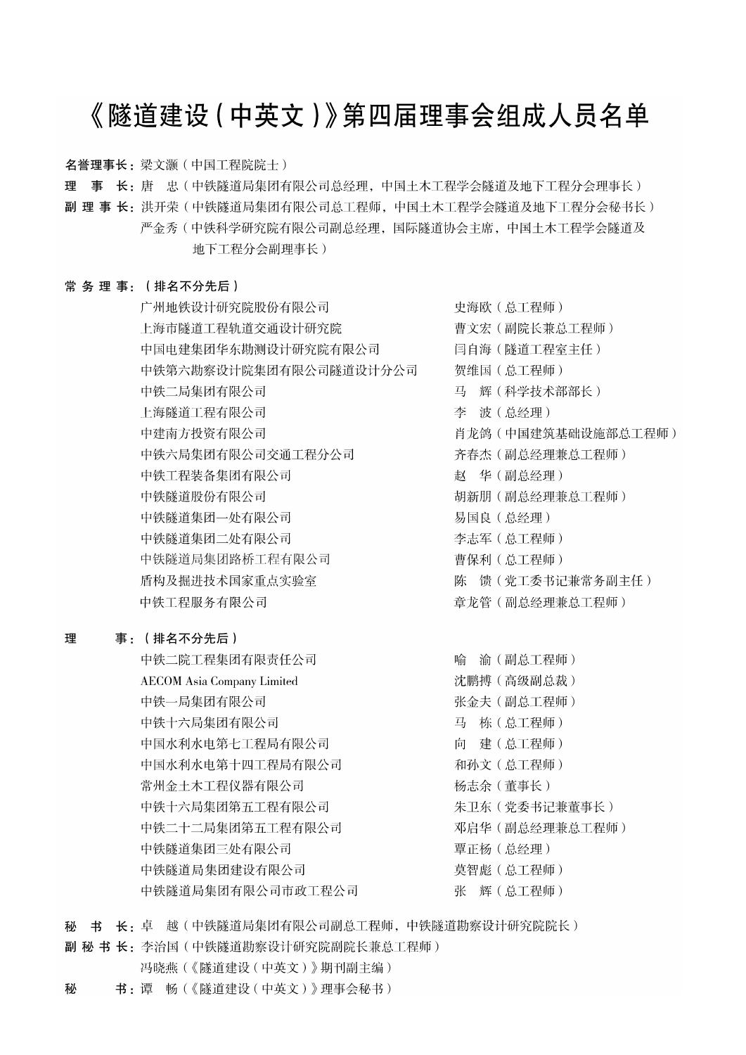# 《隧道建设（中英文）》第四届理事会组成人员名单

**名誉理事长：** 梁文灏（中国工程院院士）

**理　事　长：** 唐　忠（中铁隧道局集团有限公司总经理，中国土木工程学会隧道及地下工程分会理事长）

**副 理 事 长：** 洪开荣（中铁隧道局集团有限公司总工程师，中国土木工程学会隧道及地下工程分会秘书长）

严金秀（中铁科学研究院有限公司副总经理，国际隧道协会主席，中国土木工程学会隧道及地下工程分会副理事长）

**常 务 理 事：（排名不分先后）**

| 单位 | 人员 |
| --- | --- |
| 广州地铁设计研究院股份有限公司 | 史海欧（总工程师） |
| 上海市隧道工程轨道交通设计研究院 | 曹文宏（副院长兼总工程师） |
| 中国电建集团华东勘测设计研究院有限公司 | 闫自海（隧道工程室主任） |
| 中铁第六勘察设计院集团有限公司隧道设计分公司 | 贺维国（总工程师） |
| 中铁二局集团有限公司 | 马　辉（科学技术部部长） |
| 上海隧道工程有限公司 | 李　波（总经理） |
| 中建南方投资有限公司 | 肖龙鸽（中国建筑基础设施部总工程师） |
| 中铁六局集团有限公司交通工程分公司 | 齐春杰（副总经理兼总工程师） |
| 中铁工程装备集团有限公司 | 赵　华（副总经理） |
| 中铁隧道股份有限公司 | 胡新朋（副总经理兼总工程师） |
| 中铁隧道集团一处有限公司 | 易国良（总经理） |
| 中铁隧道集团二处有限公司 | 李志军（总工程师） |
| 中铁隧道局集团路桥工程有限公司 | 曹保利（总工程师） |
| 盾构及掘进技术国家重点实验室 | 陈　馈（党工委书记兼常务副主任） |
| 中铁工程服务有限公司 | 章龙管（副总经理兼总工程师） |

**理　　　事：（排名不分先后）**

| 单位 | 人员 |
| --- | --- |
| 中铁二院工程集团有限责任公司 | 喻　渝（副总工程师） |
| AECOM Asia Company Limited | 沈鹏搏（高级副总裁） |
| 中铁一局集团有限公司 | 张金夫（副总工程师） |
| 中铁十六局集团有限公司 | 马　栋（总工程师） |
| 中国水利水电第七工程局有限公司 | 向　建（总工程师） |
| 中国水利水电第十四工程局有限公司 | 和孙文（总工程师） |
| 常州金土木工程仪器有限公司 | 杨志余（董事长） |
| 中铁十六局集团第五工程有限公司 | 朱卫东（党委书记兼董事长） |
| 中铁二十二局集团第五工程有限公司 | 邓启华（副总经理兼总工程师） |
| 中铁隧道集团三处有限公司 | 覃正杨（总经理） |
| 中铁隧道局集团建设有限公司 | 莫智彪（总工程师） |
| 中铁隧道局集团有限公司市政工程公司 | 张　辉（总工程师） |

**秘　书　长：** 卓　越（中铁隧道局集团有限公司副总工程师，中铁隧道勘察设计研究院院长）

**副 秘 书 长：** 李治国（中铁隧道勘察设计研究院副院长兼总工程师）

冯晓燕（《隧道建设（中英文）》期刊副主编）

**秘　　　书：** 谭　畅（《隧道建设（中英文）》理事会秘书）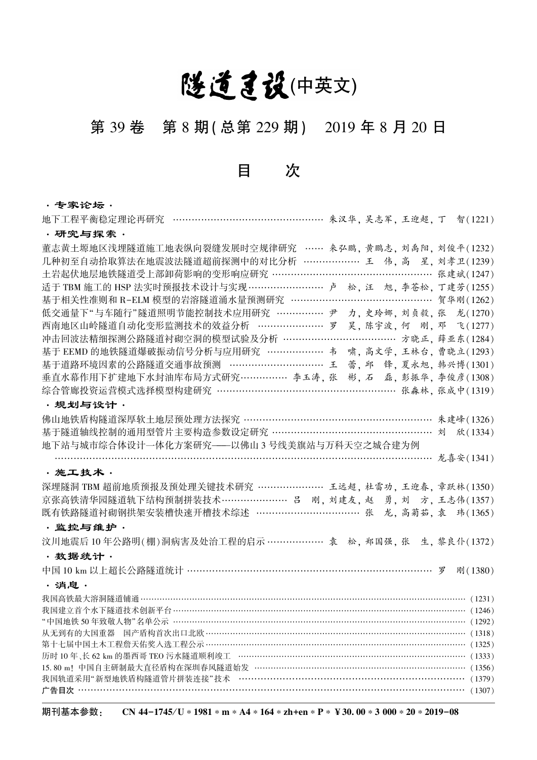# 隧道建设(中英文)

## 第 39 卷　第 8 期(总第 229 期)　2019 年 8 月 20 日

## 目　次

**· 专家论坛 ·**

地下工程平衡稳定理论再研究 …… 朱汉华, 吴志军, 王迎超, 丁　智(1221)

**· 研究与探索 ·**

董志黄土塬地区浅埋隧道施工地表纵向裂缝发展时空规律研究 …… 来弘鹏, 黄鹏志, 刘禹阳, 刘俊平(1232)

几种初至自动拾取算法在地震波法隧道超前探测中的对比分析 …… 王　伟, 高　星, 刘孝卫(1239)

土岩起伏地层地铁隧道受上部卸荷影响的变形响应研究 …… 张建斌(1247)

适于 TBM 施工的 HSP 法实时预报技术设计与实现 …… 卢　松, 汪　旭, 李苍松, 丁建芳(1255)

基于相关性准则和 R-ELM 模型的岩溶隧道涌水量预测研究 …… 贺华刚(1262)

低交通量下"与车随行"隧道照明节能控制技术应用研究 …… 尹　力, 史玲娜, 刘贞毅, 张　龙(1270)

西南地区山岭隧道自动化变形监测技术的效益分析 …… 罗　昊, 陈宇波, 何　刚, 邓　飞(1277)

冲击回波法精细探测公路隧道衬砌空洞的模型试验及分析 …… 方晓正, 薛亚东(1284)

基于 EEMD 的地铁隧道爆破振动信号分析与应用研究 …… 韦　啸, 高文学, 王林台, 曹晓立(1293)

基于道路环境因素的公路隧道交通事故预测 …… 王　蕾, 邱　锋, 夏永旭, 韩兴博(1301)

垂直水幕作用下扩建地下水封油库布局方式研究 …… 李玉涛, 张　彬, 石　磊, 彭振华, 李俊彦(1308)

综合管廊投资运营模式选择模型构建研究 …… 张森林, 张成中(1319)

**· 规划与设计 ·**

佛山地铁盾构隧道深厚软土地层预处理方法探究 …… 朱建峰(1326)

基于隧道轴线控制的通用型管片主要构造参数设定研究 …… 刘　欣(1334)

地下站与城市综合体设计一体化方案研究——以佛山 3 号线美旗站与万科天空之城合建为例 …… 龙喜安(1341)

**· 施工技术 ·**

深埋隧洞 TBM 超前地质预报及预处理关键技术研究 …… 王远超, 杜雷功, 王迎春, 章跃林(1350)

京张高铁清华园隧道轨下结构预制拼装技术 …… 吕　刚, 刘建友, 赵　勇, 刘　方, 王志伟(1357)

既有铁路隧道衬砌钢拱架安装槽快速开槽技术综述 …… 张　龙, 高菊茹, 袁　玮(1365)

**· 监控与维护 ·**

汶川地震后 10 年公路明(棚)洞病害及处治工程的启示 …… 袁　松, 郑国强, 张　生, 黎良仆(1372)

**· 数据统计 ·**

中国 10 km 以上超长公路隧道统计 …… 罗　刚(1380)

**· 消息 ·**

我国高铁最大溶洞隧道铺通 …… (1231)

我国建立首个水下隧道技术创新平台 …… (1246)

"中国地铁 50 年致敬人物"名单公示 …… (1292)

从无到有的大国重器　国产盾构首次出口北欧 …… (1318)

第十七届中国土木工程詹天佑奖入选工程公示 …… (1325)

历时 10 年、长 62 km 的墨西哥 TEO 污水隧道顺利竣工 …… (1333)

15.80 m！中国自主研制最大直径盾构在深圳春风隧道始发 …… (1356)

我国轨道采用"新型地铁盾构隧道管片拼装连接"技术 …… (1379)

广告目次 …… (1307)

**期刊基本参数：　CN 44-1745/U * 1981 * m * A4 * 164 * zh+en * P * ¥30.00 * 3 000 * 20 * 2019-08**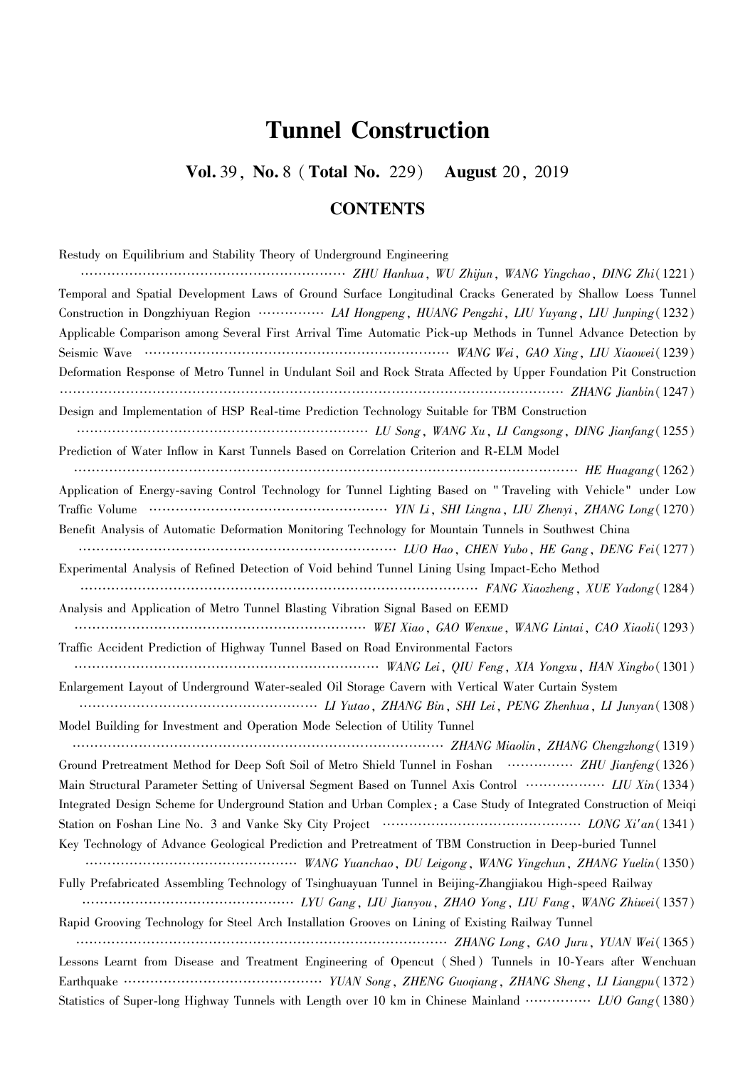# Tunnel Construction

**Vol.** 39, **No.** 8 ( **Total No.** 229) **August** 20, 2019

## CONTENTS

Restudy on Equilibrium and Stability Theory of Underground Engineering ······ *ZHU Hanhua*, *WU Zhijun*, *WANG Yingchao*, *DING Zhi*(1221)

Temporal and Spatial Development Laws of Ground Surface Longitudinal Cracks Generated by Shallow Loess Tunnel Construction in Dongzhiyuan Region ······ *LAI Hongpeng*, *HUANG Pengzhi*, *LIU Yuyang*, *LIU Junping*(1232)

Applicable Comparison among Several First Arrival Time Automatic Pick-up Methods in Tunnel Advance Detection by Seismic Wave ······ *WANG Wei*, *GAO Xing*, *LIU Xiaowei*(1239)

Deformation Response of Metro Tunnel in Undulant Soil and Rock Strata Affected by Upper Foundation Pit Construction ······ *ZHANG Jianbin*(1247)

Design and Implementation of HSP Real-time Prediction Technology Suitable for TBM Construction ······ *LU Song*, *WANG Xu*, *LI Cangsong*, *DING Jianfang*(1255)

Prediction of Water Inflow in Karst Tunnels Based on Correlation Criterion and R-ELM Model ······ *HE Huagang*(1262)

Application of Energy-saving Control Technology for Tunnel Lighting Based on "Traveling with Vehicle" under Low Traffic Volume ······ *YIN Li*, *SHI Lingna*, *LIU Zhenyi*, *ZHANG Long*(1270)

Benefit Analysis of Automatic Deformation Monitoring Technology for Mountain Tunnels in Southwest China ······ *LUO Hao*, *CHEN Yubo*, *HE Gang*, *DENG Fei*(1277)

Experimental Analysis of Refined Detection of Void behind Tunnel Lining Using Impact-Echo Method ······ *FANG Xiaozheng*, *XUE Yadong*(1284)

Analysis and Application of Metro Tunnel Blasting Vibration Signal Based on EEMD ······ *WEI Xiao*, *GAO Wenxue*, *WANG Lintai*, *CAO Xiaoli*(1293)

Traffic Accident Prediction of Highway Tunnel Based on Road Environmental Factors ······ *WANG Lei*, *QIU Feng*, *XIA Yongxu*, *HAN Xingbo*(1301)

Enlargement Layout of Underground Water-sealed Oil Storage Cavern with Vertical Water Curtain System ······ *LI Yutao*, *ZHANG Bin*, *SHI Lei*, *PENG Zhenhua*, *LI Junyan*(1308)

Model Building for Investment and Operation Mode Selection of Utility Tunnel ······ *ZHANG Miaolin*, *ZHANG Chengzhong*(1319)

Ground Pretreatment Method for Deep Soft Soil of Metro Shield Tunnel in Foshan ······ *ZHU Jianfeng*(1326)

Main Structural Parameter Setting of Universal Segment Based on Tunnel Axis Control ······ *LIU Xin*(1334)

Integrated Design Scheme for Underground Station and Urban Complex: a Case Study of Integrated Construction of Meiqi Station on Foshan Line No. 3 and Vanke Sky City Project ······ *LONG Xi'an*(1341)

Key Technology of Advance Geological Prediction and Pretreatment of TBM Construction in Deep-buried Tunnel ······ *WANG Yuanchao*, *DU Leigong*, *WANG Yingchun*, *ZHANG Yuelin*(1350)

Fully Prefabricated Assembling Technology of Tsinghuayuan Tunnel in Beijing-Zhangjiakou High-speed Railway ······ *LYU Gang*, *LIU Jianyou*, *ZHAO Yong*, *LIU Fang*, *WANG Zhiwei*(1357)

Rapid Grooving Technology for Steel Arch Installation Grooves on Lining of Existing Railway Tunnel ······ *ZHANG Long*, *GAO Juru*, *YUAN Wei*(1365)

Lessons Learnt from Disease and Treatment Engineering of Opencut (Shed) Tunnels in 10-Years after Wenchuan Earthquake ······ *YUAN Song*, *ZHENG Guoqiang*, *ZHANG Sheng*, *LI Liangpu*(1372)

Statistics of Super-long Highway Tunnels with Length over 10 km in Chinese Mainland ······ *LUO Gang*(1380)